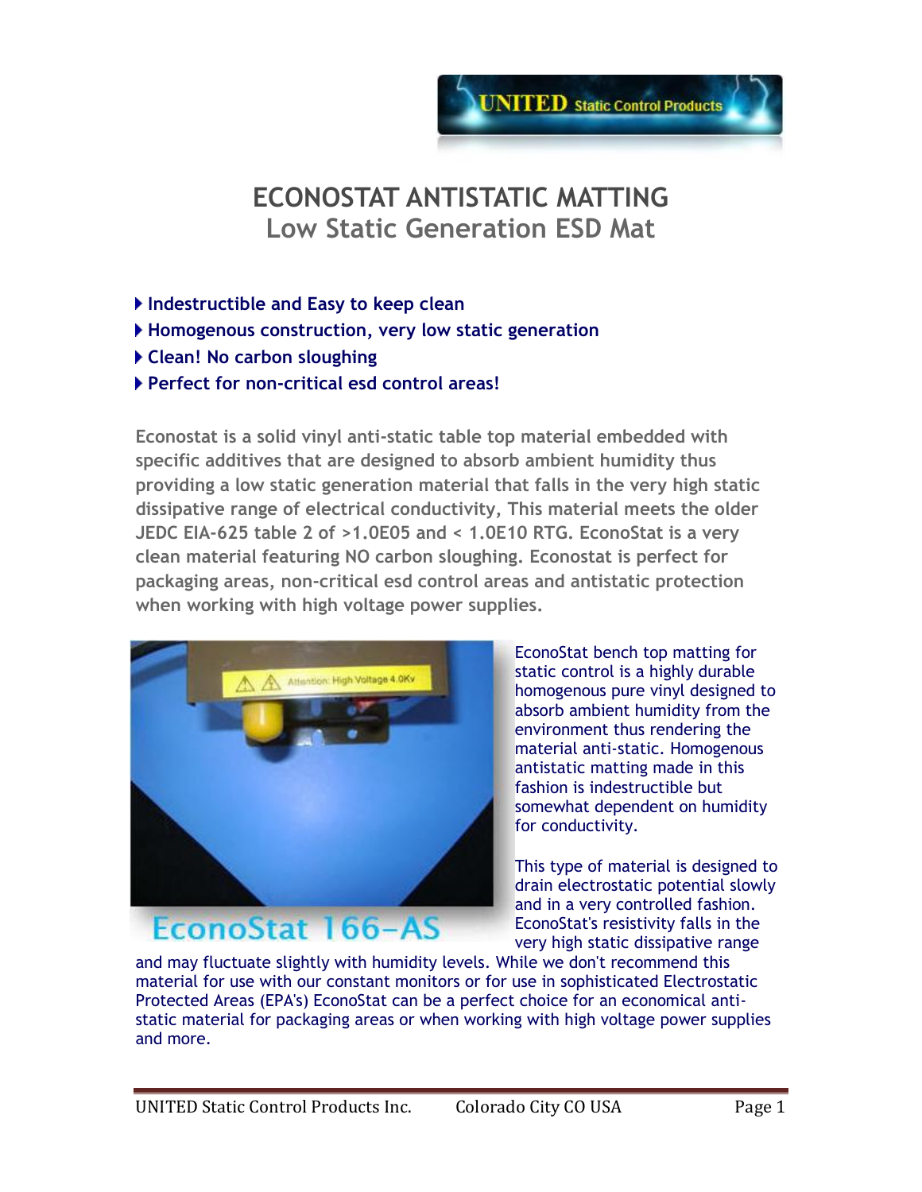# ECONOSTAT ANTISTATIC MATTING

## Low Static Generation ESD Mat

- **Indestructible and Easy to keep clean**
- **Homogenous construction, very low static generation**
- **Clean! No carbon sloughing**
- **Perfect for non-critical esd control areas!**

**Econostat is a solid vinyl anti-static table top material embedded with specific additives that are designed to absorb ambient humidity thus providing a low static generation material that falls in the very high static dissipative range of electrical conductivity, This material meets the older JEDC EIA-625 table 2 of >1.0E05 and < 1.0E10 RTG. EconoStat is a very clean material featuring NO carbon sloughing. Econostat is perfect for packaging areas, non-critical esd control areas and antistatic protection when working with high voltage power supplies.**

EconoStat 166-AS

EconoStat bench top matting for static control is a highly durable homogenous pure vinyl designed to absorb ambient humidity from the environment thus rendering the material anti-static. Homogenous antistatic matting made in this fashion is indestructible but somewhat dependent on humidity for conductivity.

This type of material is designed to drain electrostatic potential slowly and in a very controlled fashion. EconoStat's resistivity falls in the very high static dissipative range and may fluctuate slightly with humidity levels. While we don't recommend this material for use with our constant monitors or for use in sophisticated Electrostatic Protected Areas (EPA's) EconoStat can be a perfect choice for an economical anti-static material for packaging areas or when working with high voltage power supplies and more.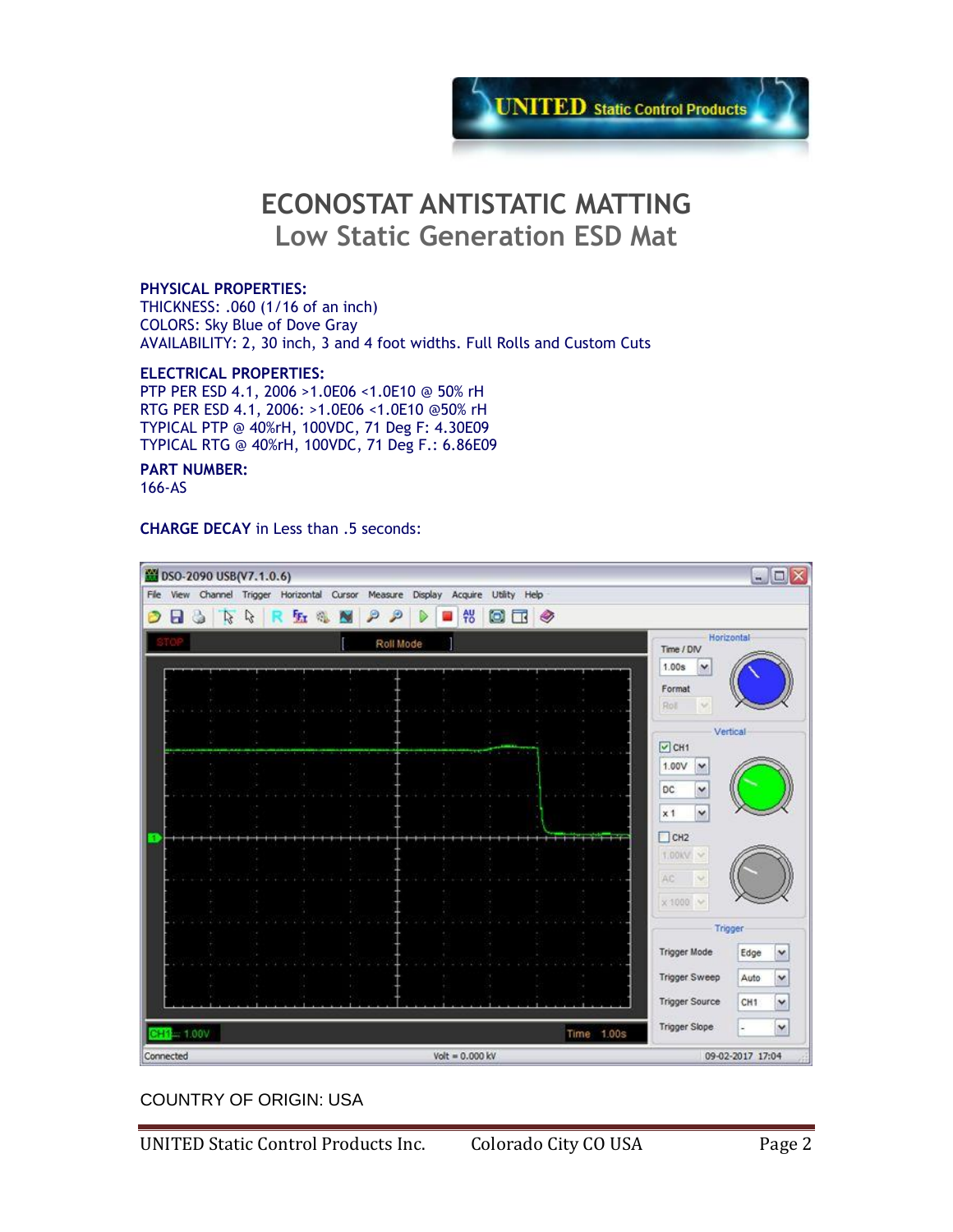# ECONOSTAT ANTISTATIC MATTING

## Low Static Generation ESD Mat

**PHYSICAL PROPERTIES:**
THICKNESS: .060 (1/16 of an inch)
COLORS: Sky Blue of Dove Gray
AVAILABILITY: 2, 30 inch, 3 and 4 foot widths. Full Rolls and Custom Cuts

**ELECTRICAL PROPERTIES:**
PTP PER ESD 4.1, 2006 >1.0E06 <1.0E10 @ 50% rH
RTG PER ESD 4.1, 2006: >1.0E06 <1.0E10 @50% rH
TYPICAL PTP @ 40%rH, 100VDC, 71 Deg F: 4.30E09
TYPICAL RTG @ 40%rH, 100VDC, 71 Deg F.: 6.86E09

**PART NUMBER:**
166-AS

**CHARGE DECAY** in Less than .5 seconds:

DSO-2090 USB(V7.1.0.6)
File View Channel Trigger Horizontal Cursor Measure Display Acquire Utility Help
STOP
Roll Mode
Horizontal
Time / DIV
1.00s
Format
Roll
Vertical
CH1
1.00V
DC
x 1
CH2
1.00kV
AC
x 1000
Trigger
Trigger Mode Edge
Trigger Sweep Auto
Trigger Source CH1
Trigger Slope -
CH1 1.00V
Time 1.00s
Connected
Volt = 0.000 kV
09-02-2017 17:04

COUNTRY OF ORIGIN: USA